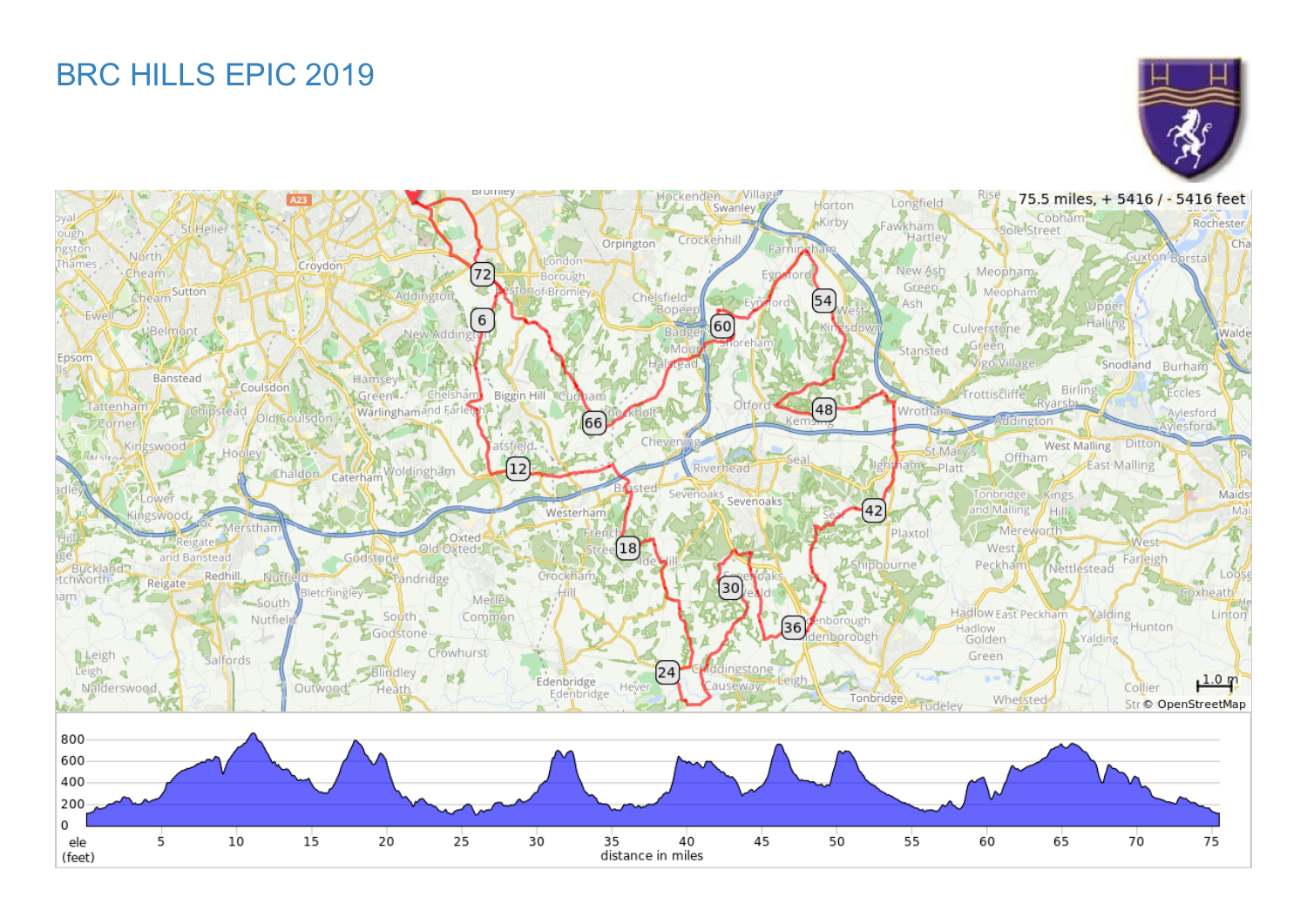# BRC HILLS EPIC 2019

75.5 miles, + 5416 / - 5416 feet

ele (feet)

distance in miles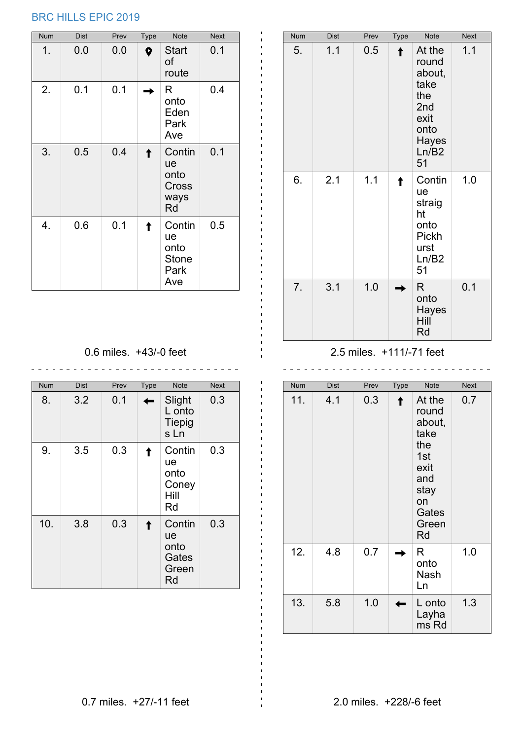BRC HILLS EPIC 2019

| Num | Dist | Prev | Type | Note | Next |
|---|---|---|---|---|---|
| 1. | 0.0 | 0.0 | 📍 | Start of route | 0.1 |
| 2. | 0.1 | 0.1 | → | R onto Eden Park Ave | 0.4 |
| 3. | 0.5 | 0.4 | ↑ | Continue onto Crossways Rd | 0.1 |
| 4. | 0.6 | 0.1 | ↑ | Continue onto Stone Park Ave | 0.5 |

0.6 miles. +43/-0 feet

| Num | Dist | Prev | Type | Note | Next |
|---|---|---|---|---|---|
| 5. | 1.1 | 0.5 | ↑ | At the roundabout, take the 2nd exit onto Hayes Ln/B251 | 1.1 |
| 6. | 2.1 | 1.1 | ↑ | Continue straight onto Pickhurst Ln/B251 | 1.0 |
| 7. | 3.1 | 1.0 | → | R onto Hayes Hill Rd | 0.1 |

2.5 miles. +111/-71 feet

| Num | Dist | Prev | Type | Note | Next |
|---|---|---|---|---|---|
| 8. | 3.2 | 0.1 | ← | Slight L onto Tiepigs Ln | 0.3 |
| 9. | 3.5 | 0.3 | ↑ | Continue onto Coney Hill Rd | 0.3 |
| 10. | 3.8 | 0.3 | ↑ | Continue onto Gates Green Rd | 0.3 |

0.7 miles. +27/-11 feet

| Num | Dist | Prev | Type | Note | Next |
|---|---|---|---|---|---|
| 11. | 4.1 | 0.3 | ↑ | At the roundabout, take the 1st exit and stay on Gates Green Rd | 0.7 |
| 12. | 4.8 | 0.7 | → | R onto Nash Ln | 1.0 |
| 13. | 5.8 | 1.0 | ← | L onto Layhams Rd | 1.3 |

2.0 miles. +228/-6 feet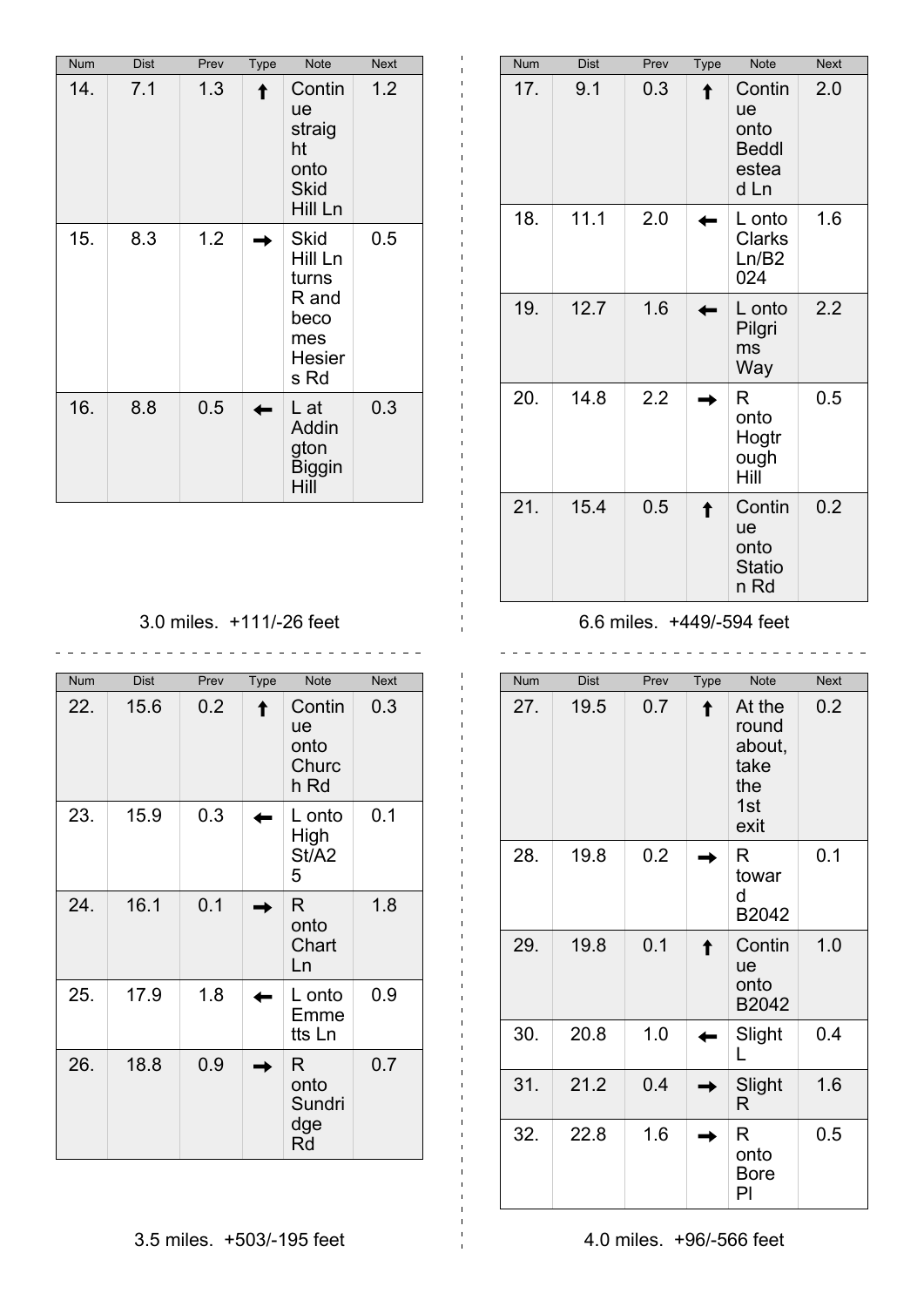| Num | Dist | Prev | Type | Note | Next |
|---|---|---|---|---|---|
| 14. | 7.1 | 1.3 | ↑ | Continue straight onto Skid Hill Ln | 1.2 |
| 15. | 8.3 | 1.2 | → | Skid Hill Ln turns R and becomes Hesiers Rd | 0.5 |
| 16. | 8.8 | 0.5 | ← | L at Addington Biggin Hill | 0.3 |

3.0 miles. +111/-26 feet

| Num | Dist | Prev | Type | Note | Next |
|---|---|---|---|---|---|
| 17. | 9.1 | 0.3 | ↑ | Continue onto Beddlestead Ln | 2.0 |
| 18. | 11.1 | 2.0 | ← | L onto Clarks Ln/B2024 | 1.6 |
| 19. | 12.7 | 1.6 | ← | L onto Pilgrims Way | 2.2 |
| 20. | 14.8 | 2.2 | → | R onto Hogtrough Hill | 0.5 |
| 21. | 15.4 | 0.5 | ↑ | Continue onto Station Rd | 0.2 |

6.6 miles. +449/-594 feet

| Num | Dist | Prev | Type | Note | Next |
|---|---|---|---|---|---|
| 22. | 15.6 | 0.2 | ↑ | Continue onto Church Rd | 0.3 |
| 23. | 15.9 | 0.3 | ← | L onto High St/A25 | 0.1 |
| 24. | 16.1 | 0.1 | → | R onto Chart Ln | 1.8 |
| 25. | 17.9 | 1.8 | ← | L onto Emmetts Ln | 0.9 |
| 26. | 18.8 | 0.9 | → | R onto Sundridge Rd | 0.7 |

3.5 miles. +503/-195 feet

| Num | Dist | Prev | Type | Note | Next |
|---|---|---|---|---|---|
| 27. | 19.5 | 0.7 | ↑ | At the roundabout, take the 1st exit | 0.2 |
| 28. | 19.8 | 0.2 | → | R toward B2042 | 0.1 |
| 29. | 19.8 | 0.1 | ↑ | Continue onto B2042 | 1.0 |
| 30. | 20.8 | 1.0 | ← | Slight L | 0.4 |
| 31. | 21.2 | 0.4 | → | Slight R | 1.6 |
| 32. | 22.8 | 1.6 | → | R onto Bore Pl | 0.5 |

4.0 miles. +96/-566 feet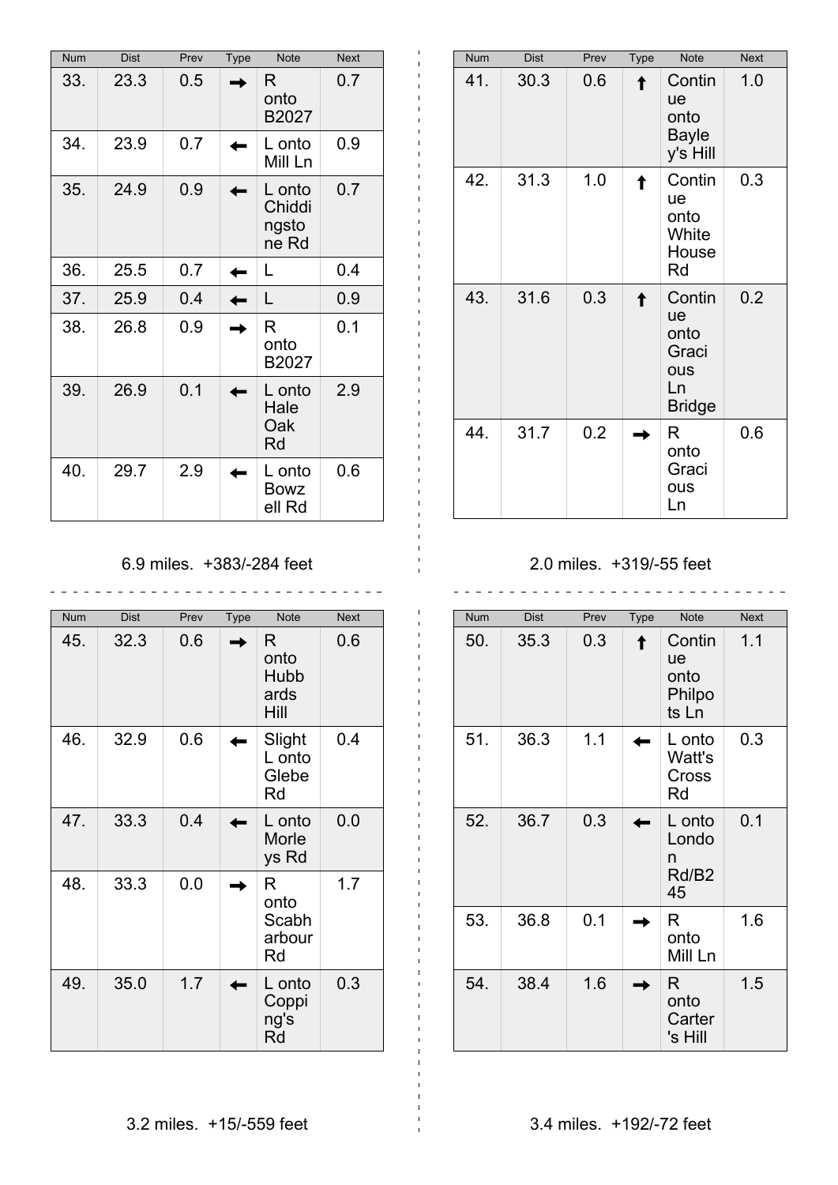| Num | Dist | Prev | Type | Note | Next |
|---|---|---|---|---|---|
| 33. | 23.3 | 0.5 | → | R onto B2027 | 0.7 |
| 34. | 23.9 | 0.7 | ← | L onto Mill Ln | 0.9 |
| 35. | 24.9 | 0.9 | ← | L onto Chiddingstone Rd | 0.7 |
| 36. | 25.5 | 0.7 | ← | L | 0.4 |
| 37. | 25.9 | 0.4 | ← | L | 0.9 |
| 38. | 26.8 | 0.9 | → | R onto B2027 | 0.1 |
| 39. | 26.9 | 0.1 | ← | L onto Hale Oak Rd | 2.9 |
| 40. | 29.7 | 2.9 | ← | L onto Bowzell Rd | 0.6 |

6.9 miles. +383/-284 feet

| Num | Dist | Prev | Type | Note | Next |
|---|---|---|---|---|---|
| 41. | 30.3 | 0.6 | ↑ | Continue onto Bayley's Hill | 1.0 |
| 42. | 31.3 | 1.0 | ↑ | Continue onto White House Rd | 0.3 |
| 43. | 31.6 | 0.3 | ↑ | Continue onto Gracious Ln Bridge | 0.2 |
| 44. | 31.7 | 0.2 | → | R onto Gracious Ln | 0.6 |

2.0 miles. +319/-55 feet

| Num | Dist | Prev | Type | Note | Next |
|---|---|---|---|---|---|
| 45. | 32.3 | 0.6 | → | R onto Hubbards Hill | 0.6 |
| 46. | 32.9 | 0.6 | ← | Slight L onto Glebe Rd | 0.4 |
| 47. | 33.3 | 0.4 | ← | L onto Morleys Rd | 0.0 |
| 48. | 33.3 | 0.0 | → | R onto Scabharbour Rd | 1.7 |
| 49. | 35.0 | 1.7 | ← | L onto Copping's Rd | 0.3 |

3.2 miles. +15/-559 feet

| Num | Dist | Prev | Type | Note | Next |
|---|---|---|---|---|---|
| 50. | 35.3 | 0.3 | ↑ | Continue onto Philpots Ln | 1.1 |
| 51. | 36.3 | 1.1 | ← | L onto Watt's Cross Rd | 0.3 |
| 52. | 36.7 | 0.3 | ← | L onto London Rd/B245 | 0.1 |
| 53. | 36.8 | 0.1 | → | R onto Mill Ln | 1.6 |
| 54. | 38.4 | 1.6 | → | R onto Carter's Hill | 1.5 |

3.4 miles. +192/-72 feet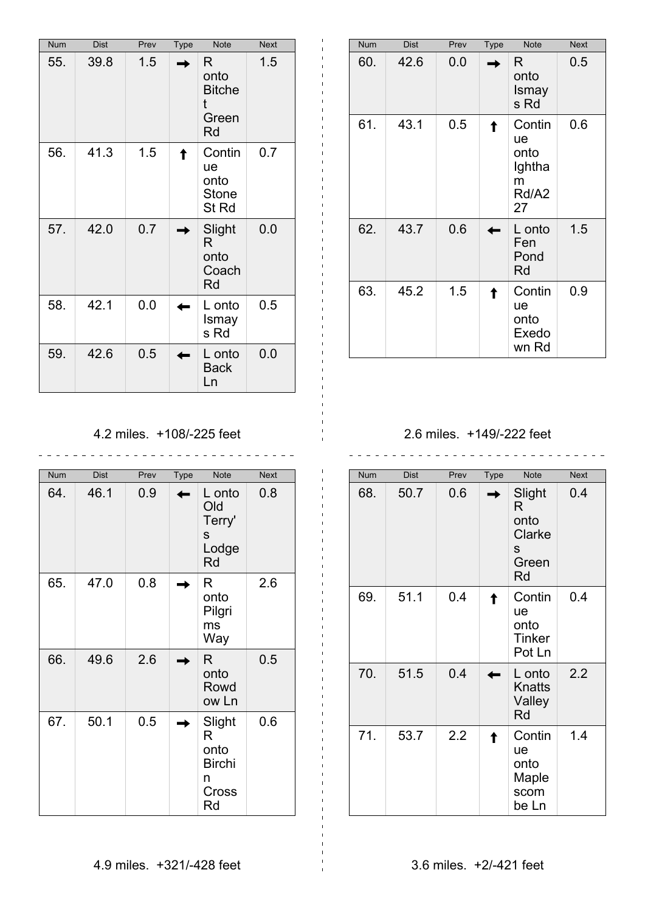| Num | Dist | Prev | Type | Note | Next |
|---|---|---|---|---|---|
| 55. | 39.8 | 1.5 | ➡ | R onto Bitchet Green Rd | 1.5 |
| 56. | 41.3 | 1.5 | ⬆ | Continue onto Stone St Rd | 0.7 |
| 57. | 42.0 | 0.7 | ➡ | Slight R onto Coach Rd | 0.0 |
| 58. | 42.1 | 0.0 | ⬅ | L onto Ismays Rd | 0.5 |
| 59. | 42.6 | 0.5 | ⬅ | L onto Back Ln | 0.0 |

4.2 miles. +108/-225 feet

| Num | Dist | Prev | Type | Note | Next |
|---|---|---|---|---|---|
| 60. | 42.6 | 0.0 | ➡ | R onto Ismays Rd | 0.5 |
| 61. | 43.1 | 0.5 | ⬆ | Continue onto Ightham Rd/A227 | 0.6 |
| 62. | 43.7 | 0.6 | ⬅ | L onto Fen Pond Rd | 1.5 |
| 63. | 45.2 | 1.5 | ⬆ | Continue onto Exedown Rd | 0.9 |

2.6 miles. +149/-222 feet

| Num | Dist | Prev | Type | Note | Next |
|---|---|---|---|---|---|
| 64. | 46.1 | 0.9 | ⬅ | L onto Old Terry's Lodge Rd | 0.8 |
| 65. | 47.0 | 0.8 | ➡ | R onto Pilgrims Way | 2.6 |
| 66. | 49.6 | 2.6 | ➡ | R onto Rowdow Ln | 0.5 |
| 67. | 50.1 | 0.5 | ➡ | Slight R onto Birchin Cross Rd | 0.6 |

4.9 miles. +321/-428 feet

| Num | Dist | Prev | Type | Note | Next |
|---|---|---|---|---|---|
| 68. | 50.7 | 0.6 | ➡ | Slight R onto Clarkes Green Rd | 0.4 |
| 69. | 51.1 | 0.4 | ⬆ | Continue onto Tinker Pot Ln | 0.4 |
| 70. | 51.5 | 0.4 | ⬅ | L onto Knatts Valley Rd | 2.2 |
| 71. | 53.7 | 2.2 | ⬆ | Continue onto Maplescombe Ln | 1.4 |

3.6 miles. +2/-421 feet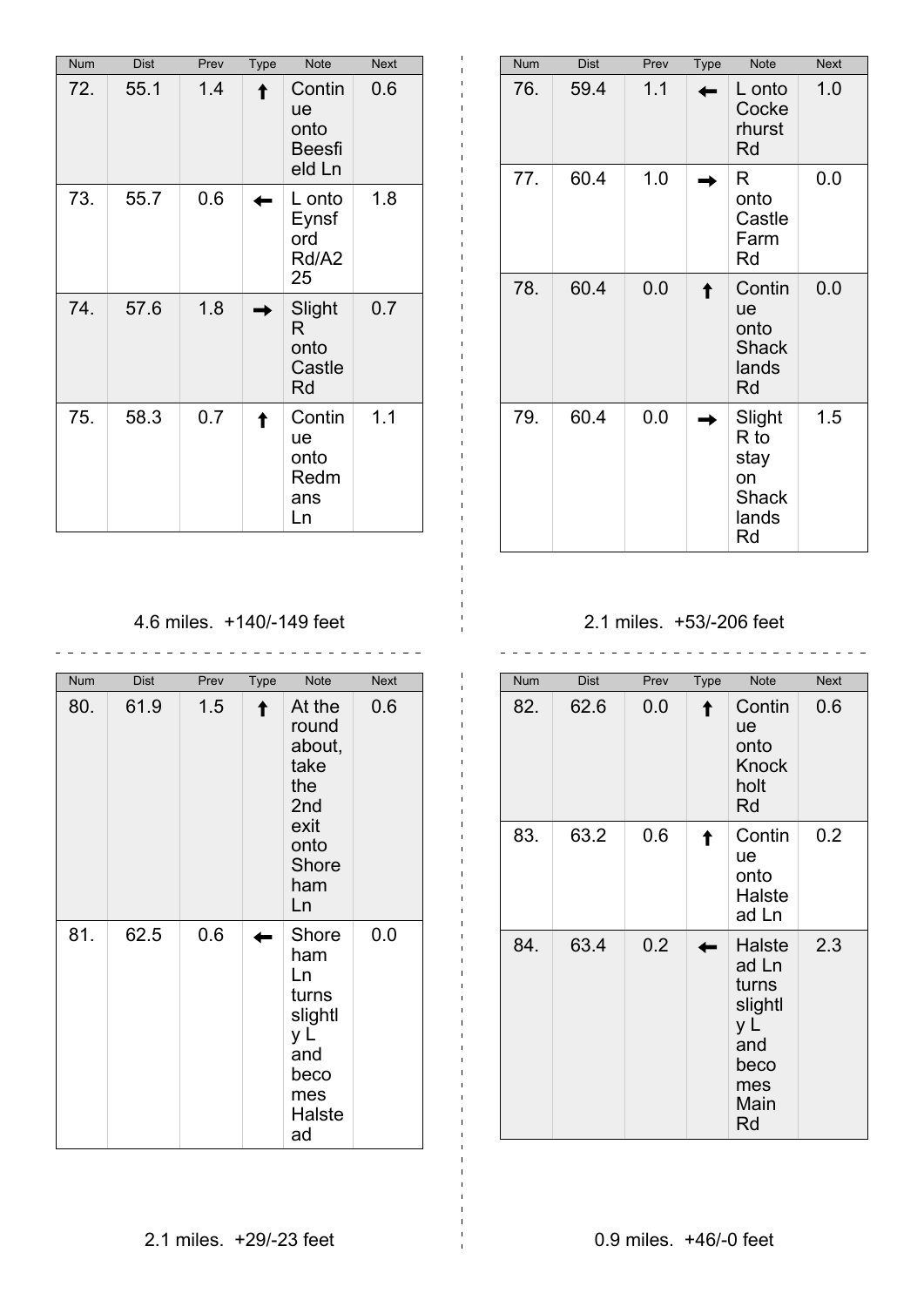| Num | Dist | Prev | Type | Note | Next |
|---|---|---|---|---|---|
| 72. | 55.1 | 1.4 | ↑ | Continue onto Beesfield Ln | 0.6 |
| 73. | 55.7 | 0.6 | ← | L onto Eynsford Rd/A225 | 1.8 |
| 74. | 57.6 | 1.8 | → | Slight R onto Castle Rd | 0.7 |
| 75. | 58.3 | 0.7 | ↑ | Continue onto Redmans Ln | 1.1 |

4.6 miles. +140/-149 feet

| Num | Dist | Prev | Type | Note | Next |
|---|---|---|---|---|---|
| 76. | 59.4 | 1.1 | ← | L onto Cockerhurst Rd | 1.0 |
| 77. | 60.4 | 1.0 | → | R onto Castle Farm Rd | 0.0 |
| 78. | 60.4 | 0.0 | ↑ | Continue onto Shacklands Rd | 0.0 |
| 79. | 60.4 | 0.0 | → | Slight R to stay on Shacklands Rd | 1.5 |

2.1 miles. +53/-206 feet

| Num | Dist | Prev | Type | Note | Next |
|---|---|---|---|---|---|
| 80. | 61.9 | 1.5 | ↑ | At the roundabout, take the 2nd exit onto Shoreham Ln | 0.6 |
| 81. | 62.5 | 0.6 | ← | Shoreham Ln turns slightly L and becomes Halstead | 0.0 |

2.1 miles. +29/-23 feet

| Num | Dist | Prev | Type | Note | Next |
|---|---|---|---|---|---|
| 82. | 62.6 | 0.0 | ↑ | Continue onto Knockholt Rd | 0.6 |
| 83. | 63.2 | 0.6 | ↑ | Continue onto Halstead Ln | 0.2 |
| 84. | 63.4 | 0.2 | ← | Halstead Ln turns slightly L and becomes Main Rd | 2.3 |

0.9 miles. +46/-0 feet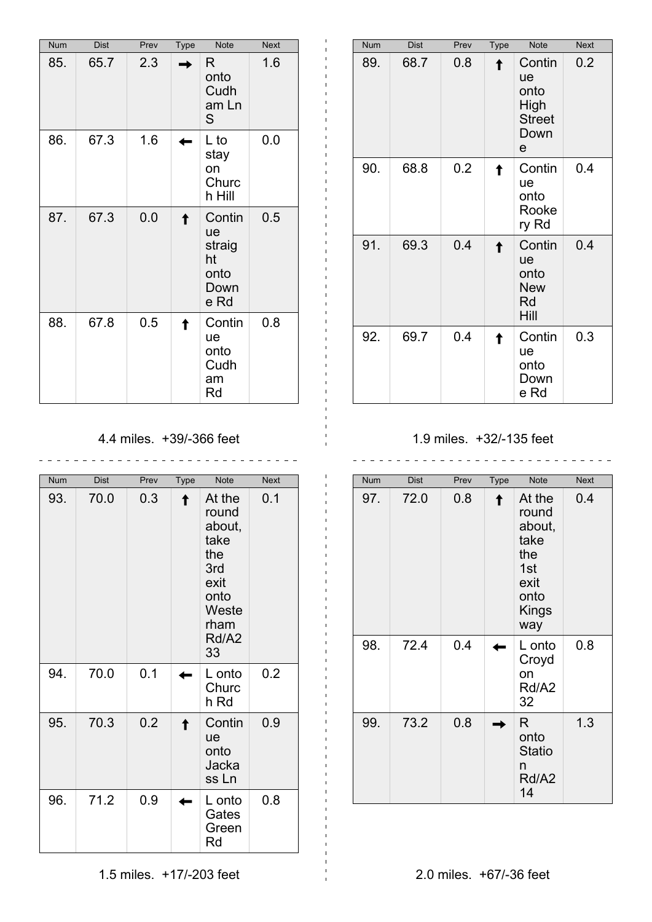| Num | Dist | Prev | Type | Note | Next |
|---|---|---|---|---|---|
| 85. | 65.7 | 2.3 | ➡ | R onto Cudham Ln S | 1.6 |
| 86. | 67.3 | 1.6 | ⬅ | L to stay on Church Hill | 0.0 |
| 87. | 67.3 | 0.0 | ⬆ | Continue straight onto Downe Rd | 0.5 |
| 88. | 67.8 | 0.5 | ⬆ | Continue onto Cudham Rd | 0.8 |

4.4 miles. +39/-366 feet

| Num | Dist | Prev | Type | Note | Next |
|---|---|---|---|---|---|
| 89. | 68.7 | 0.8 | ⬆ | Continue onto High Street Downe | 0.2 |
| 90. | 68.8 | 0.2 | ⬆ | Continue onto Rookery Rd | 0.4 |
| 91. | 69.3 | 0.4 | ⬆ | Continue onto New Rd Hill | 0.4 |
| 92. | 69.7 | 0.4 | ⬆ | Continue onto Downe Rd | 0.3 |

1.9 miles. +32/-135 feet

| Num | Dist | Prev | Type | Note | Next |
|---|---|---|---|---|---|
| 93. | 70.0 | 0.3 | ⬆ | At the roundabout, take the 3rd exit onto Westerham Rd/A233 | 0.1 |
| 94. | 70.0 | 0.1 | ⬅ | L onto Church Rd | 0.2 |
| 95. | 70.3 | 0.2 | ⬆ | Continue onto Jackass Ln | 0.9 |
| 96. | 71.2 | 0.9 | ⬅ | L onto Gates Green Rd | 0.8 |

1.5 miles. +17/-203 feet

| Num | Dist | Prev | Type | Note | Next |
|---|---|---|---|---|---|
| 97. | 72.0 | 0.8 | ⬆ | At the roundabout, take the 1st exit onto Kingsway | 0.4 |
| 98. | 72.4 | 0.4 | ⬅ | L onto Croydon Rd/A232 | 0.8 |
| 99. | 73.2 | 0.8 | ➡ | R onto Station Rd/A214 | 1.3 |

2.0 miles. +67/-36 feet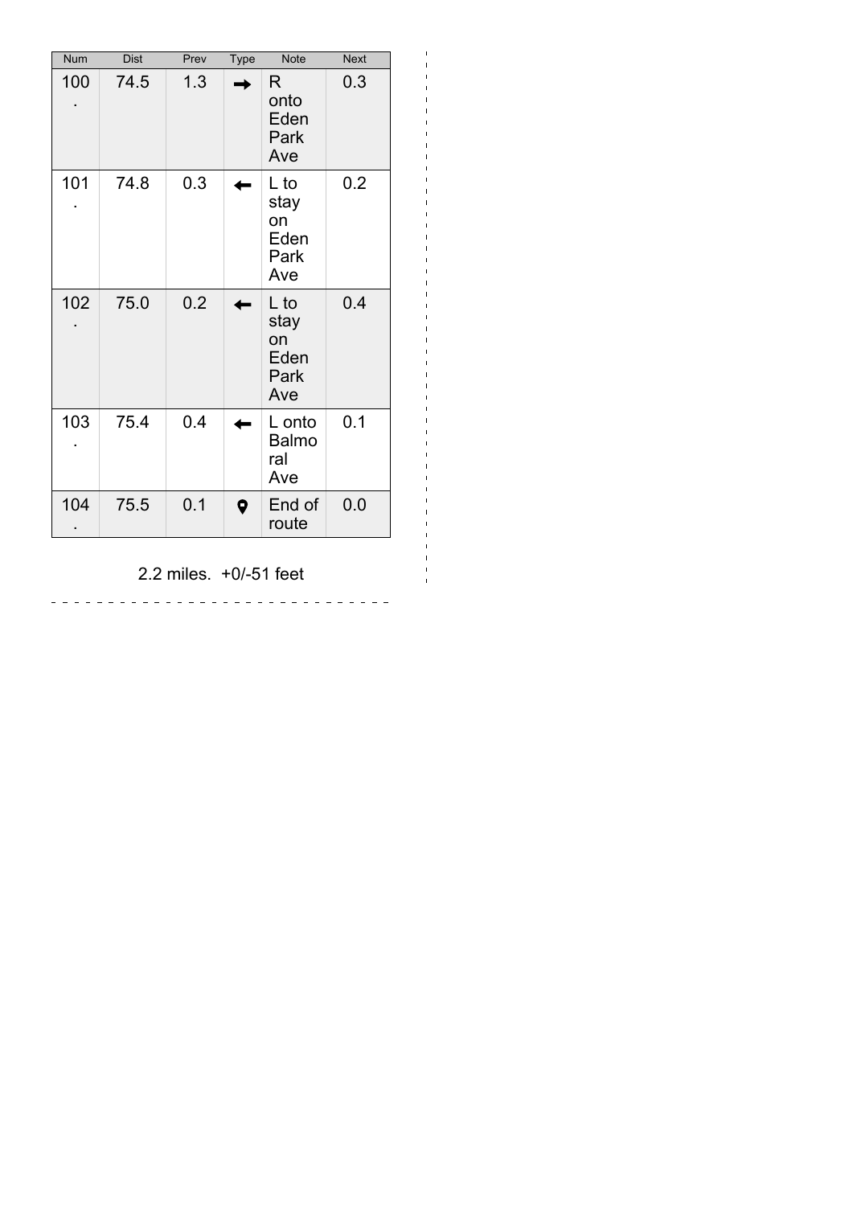| Num | Dist | Prev | Type | Note | Next |
|---|---|---|---|---|---|
| 100. | 74.5 | 1.3 | ➡ | R onto Eden Park Ave | 0.3 |
| 101. | 74.8 | 0.3 | ⬅ | L to stay on Eden Park Ave | 0.2 |
| 102. | 75.0 | 0.2 | ⬅ | L to stay on Eden Park Ave | 0.4 |
| 103. | 75.4 | 0.4 | ⬅ | L onto Balmoral Ave | 0.1 |
| 104. | 75.5 | 0.1 | 📍 | End of route | 0.0 |

2.2 miles. +0/-51 feet